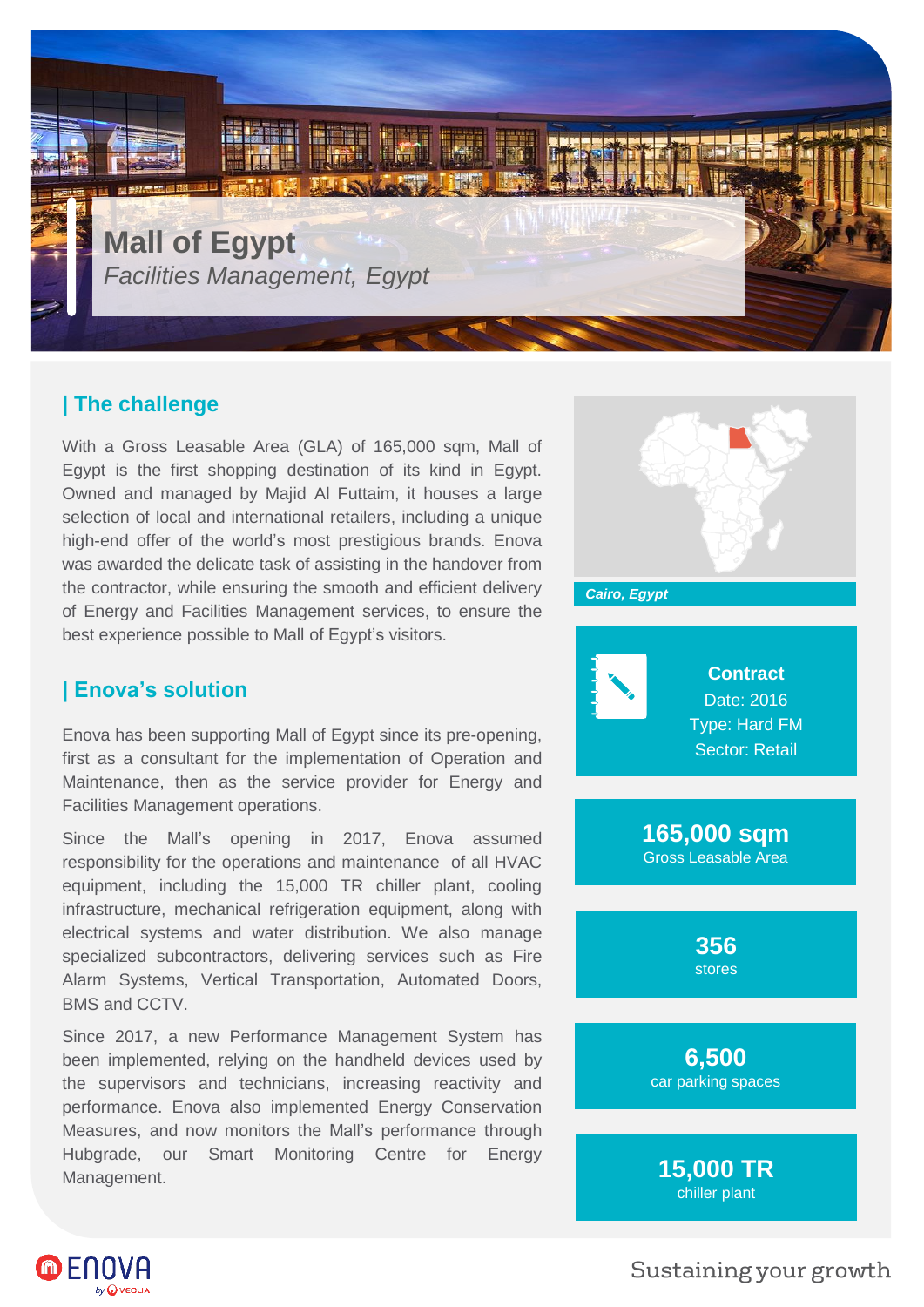# Mall of Egypt

*Facilities Management, Egypt*

## | The challenge

With a Gross Leasable Area (GLA) of 165,000 sqm, Mall of Egypt is the first shopping destination of its kind in Egypt. Owned and managed by Majid Al Futtaim, it houses a large selection of local and international retailers, including a unique high-end offer of the world's most prestigious brands. Enova was awarded the delicate task of assisting in the handover from the contractor, while ensuring the smooth and efficient delivery of Energy and Facilities Management services, to ensure the best experience possible to Mall of Egypt's visitors.

## | Enova's solution

Enova has been supporting Mall of Egypt since its pre-opening, first as a consultant for the implementation of Operation and Maintenance, then as the service provider for Energy and Facilities Management operations.

Since the Mall's opening in 2017, Enova assumed responsibility for the operations and maintenance of all HVAC equipment, including the 15,000 TR chiller plant, cooling infrastructure, mechanical refrigeration equipment, along with electrical systems and water distribution. We also manage specialized subcontractors, delivering services such as Fire Alarm Systems, Vertical Transportation, Automated Doors, BMS and CCTV.

Since 2017, a new Performance Management System has been implemented, relying on the handheld devices used by the supervisors and technicians, increasing reactivity and performance. Enova also implemented Energy Conservation Measures, and now monitors the Mall's performance through Hubgrade, our Smart Monitoring Centre for Energy Management.

***Cairo, Egypt***

**Contract**
Date: 2016
Type: Hard FM
Sector: Retail

**165,000 sqm**
Gross Leasable Area

**356**
stores

**6,500**
car parking spaces

**15,000 TR**
chiller plant

ENOVA by VEOLIA

Sustaining your growth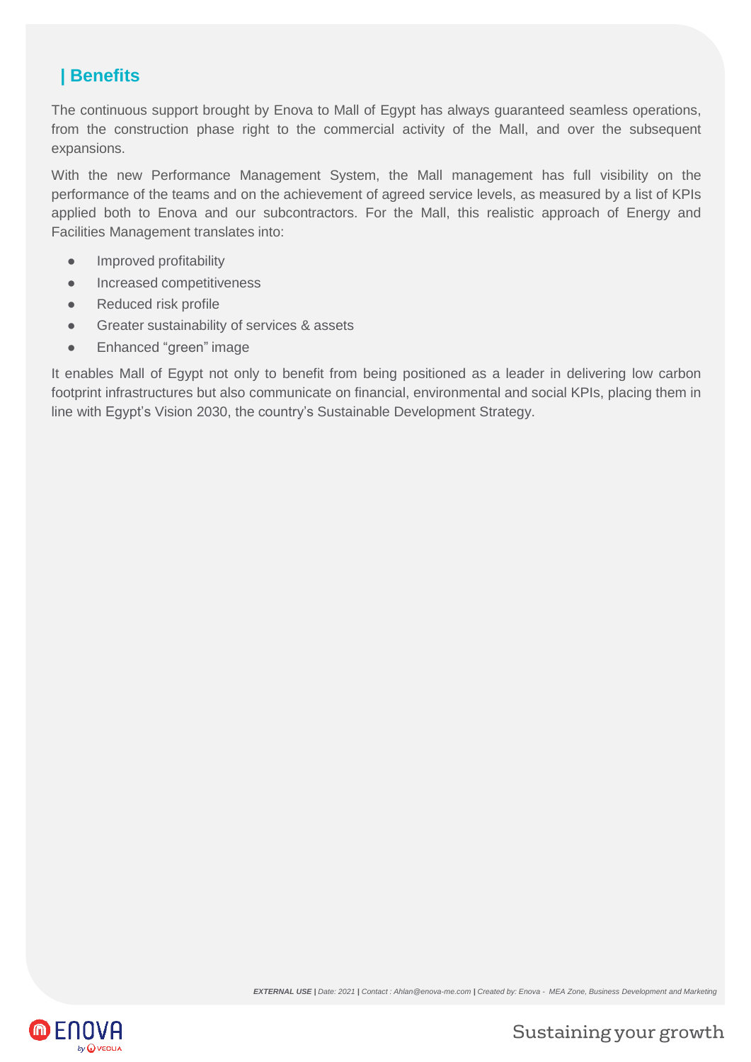## | Benefits

The continuous support brought by Enova to Mall of Egypt has always guaranteed seamless operations, from the construction phase right to the commercial activity of the Mall, and over the subsequent expansions.

With the new Performance Management System, the Mall management has full visibility on the performance of the teams and on the achievement of agreed service levels, as measured by a list of KPIs applied both to Enova and our subcontractors. For the Mall, this realistic approach of Energy and Facilities Management translates into:

- Improved profitability
- Increased competitiveness
- Reduced risk profile
- Greater sustainability of services & assets
- Enhanced “green” image

It enables Mall of Egypt not only to benefit from being positioned as a leader in delivering low carbon footprint infrastructures but also communicate on financial, environmental and social KPIs, placing them in line with Egypt’s Vision 2030, the country’s Sustainable Development Strategy.